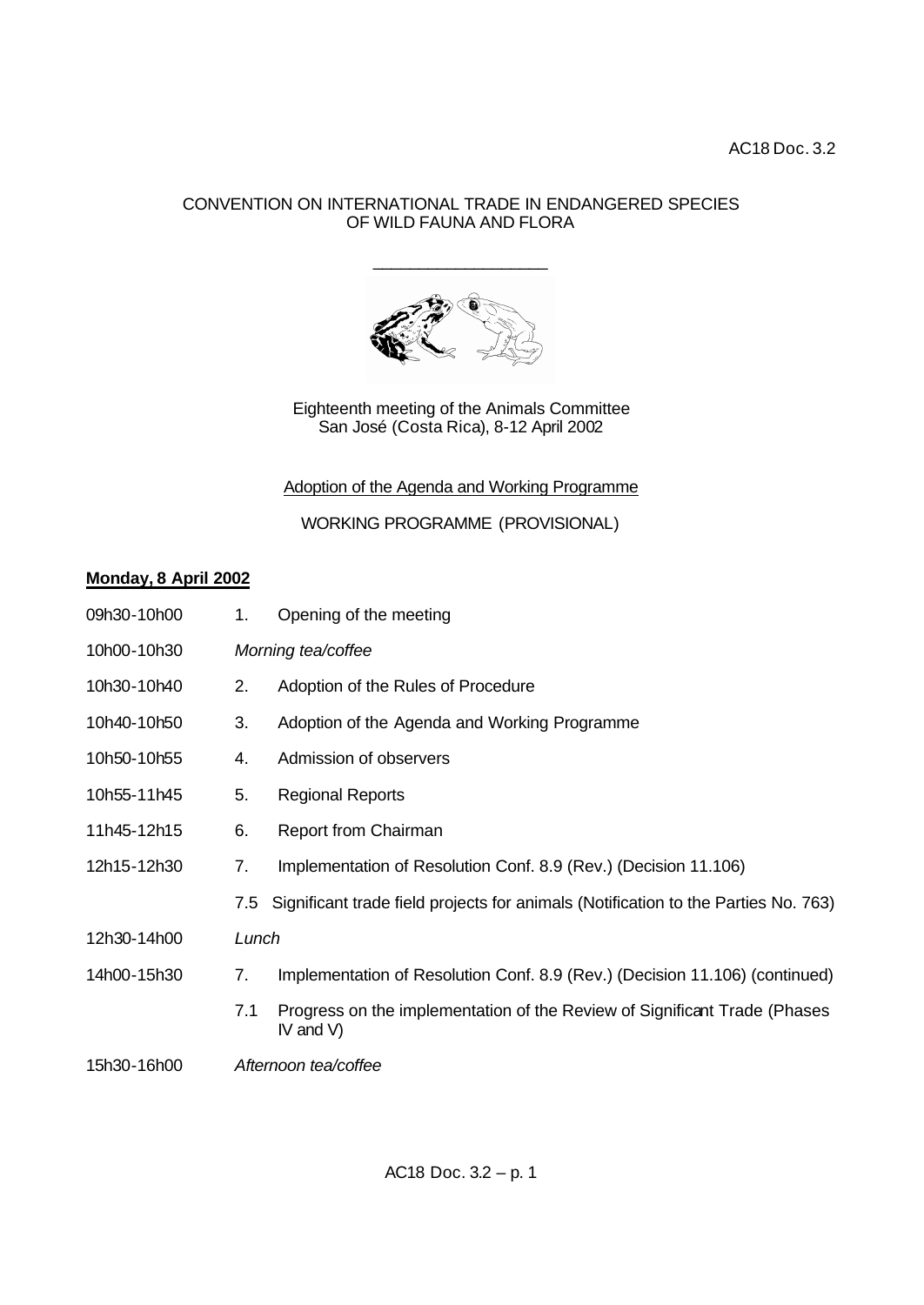AC18 Doc. 3.2

CONVENTION ON INTERNATIONAL TRADE IN ENDANGERED SPECIES
OF WILD FAUNA AND FLORA

____________________

Eighteenth meeting of the Animals Committee
San José (Costa Rica), 8-12 April 2002

Adoption of the Agenda and Working Programme

WORKING PROGRAMME (PROVISIONAL)

**Monday, 8 April 2002**

| | | |
|---|---|---|
| 09h30-10h00 | 1. | Opening of the meeting |
| 10h00-10h30 | *Morning tea/coffee* | |
| 10h30-10h40 | 2. | Adoption of the Rules of Procedure |
| 10h40-10h50 | 3. | Adoption of the Agenda and Working Programme |
| 10h50-10h55 | 4. | Admission of observers |
| 10h55-11h45 | 5. | Regional Reports |
| 11h45-12h15 | 6. | Report from Chairman |
| 12h15-12h30 | 7. | Implementation of Resolution Conf. 8.9 (Rev.) (Decision 11.106) |
| | 7.5 | Significant trade field projects for animals (Notification to the Parties No. 763) |
| 12h30-14h00 | *Lunch* | |
| 14h00-15h30 | 7. | Implementation of Resolution Conf. 8.9 (Rev.) (Decision 11.106) (continued) |
| | 7.1 | Progress on the implementation of the Review of Significant Trade (Phases IV and V) |
| 15h30-16h00 | *Afternoon tea/coffee* | |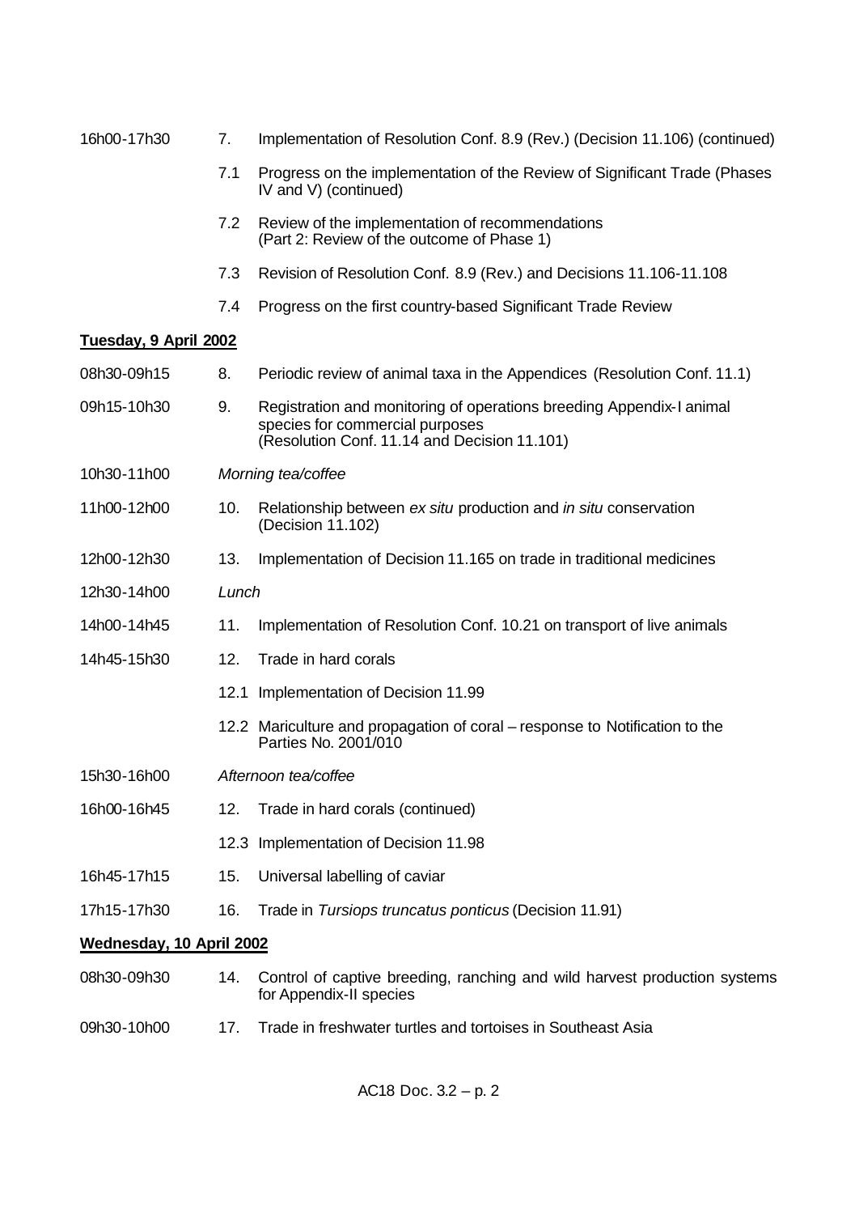| | | |
|---|---|---|
| 16h00-17h30 | 7. | Implementation of Resolution Conf. 8.9 (Rev.) (Decision 11.106) (continued) |
| | 7.1 | Progress on the implementation of the Review of Significant Trade (Phases IV and V) (continued) |
| | 7.2 | Review of the implementation of recommendations (Part 2: Review of the outcome of Phase 1) |
| | 7.3 | Revision of Resolution Conf. 8.9 (Rev.) and Decisions 11.106-11.108 |
| | 7.4 | Progress on the first country-based Significant Trade Review |

**Tuesday, 9 April 2002**

| | | |
|---|---|---|
| 08h30-09h15 | 8. | Periodic review of animal taxa in the Appendices (Resolution Conf. 11.1) |
| 09h15-10h30 | 9. | Registration and monitoring of operations breeding Appendix-I animal species for commercial purposes (Resolution Conf. 11.14 and Decision 11.101) |
| 10h30-11h00 | *Morning tea/coffee* | |
| 11h00-12h00 | 10. | Relationship between *ex situ* production and *in situ* conservation (Decision 11.102) |
| 12h00-12h30 | 13. | Implementation of Decision 11.165 on trade in traditional medicines |
| 12h30-14h00 | *Lunch* | |
| 14h00-14h45 | 11. | Implementation of Resolution Conf. 10.21 on transport of live animals |
| 14h45-15h30 | 12. | Trade in hard corals |
| | 12.1 | Implementation of Decision 11.99 |
| | 12.2 | Mariculture and propagation of coral – response to Notification to the Parties No. 2001/010 |
| 15h30-16h00 | *Afternoon tea/coffee* | |
| 16h00-16h45 | 12. | Trade in hard corals (continued) |
| | 12.3 | Implementation of Decision 11.98 |
| 16h45-17h15 | 15. | Universal labelling of caviar |
| 17h15-17h30 | 16. | Trade in *Tursiops truncatus ponticus* (Decision 11.91) |

**Wednesday, 10 April 2002**

| | | |
|---|---|---|
| 08h30-09h30 | 14. | Control of captive breeding, ranching and wild harvest production systems for Appendix-II species |
| 09h30-10h00 | 17. | Trade in freshwater turtles and tortoises in Southeast Asia |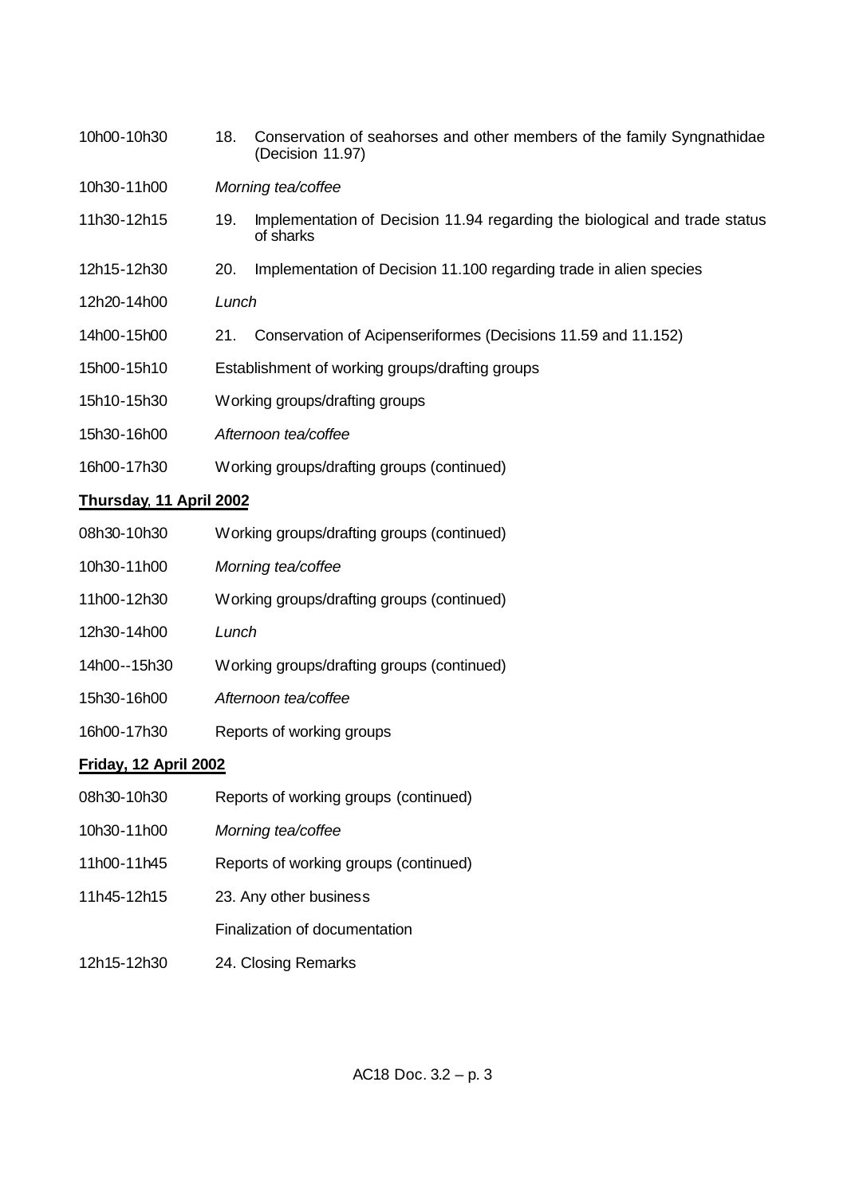| | |
|---|---|
| 10h00-10h30 | 18. Conservation of seahorses and other members of the family Syngnathidae (Decision 11.97) |
| 10h30-11h00 | *Morning tea/coffee* |
| 11h30-12h15 | 19. Implementation of Decision 11.94 regarding the biological and trade status of sharks |
| 12h15-12h30 | 20. Implementation of Decision 11.100 regarding trade in alien species |
| 12h20-14h00 | *Lunch* |
| 14h00-15h00 | 21. Conservation of Acipenseriformes (Decisions 11.59 and 11.152) |
| 15h00-15h10 | Establishment of working groups/drafting groups |
| 15h10-15h30 | Working groups/drafting groups |
| 15h30-16h00 | *Afternoon tea/coffee* |
| 16h00-17h30 | Working groups/drafting groups (continued) |

**Thursday, 11 April 2002**

| | |
|---|---|
| 08h30-10h30 | Working groups/drafting groups (continued) |
| 10h30-11h00 | *Morning tea/coffee* |
| 11h00-12h30 | Working groups/drafting groups (continued) |
| 12h30-14h00 | *Lunch* |
| 14h00--15h30 | Working groups/drafting groups (continued) |
| 15h30-16h00 | *Afternoon tea/coffee* |
| 16h00-17h30 | Reports of working groups |

**Friday, 12 April 2002**

| | |
|---|---|
| 08h30-10h30 | Reports of working groups (continued) |
| 10h30-11h00 | *Morning tea/coffee* |
| 11h00-11h45 | Reports of working groups (continued) |
| 11h45-12h15 | 23. Any other business |
| | Finalization of documentation |
| 12h15-12h30 | 24. Closing Remarks |